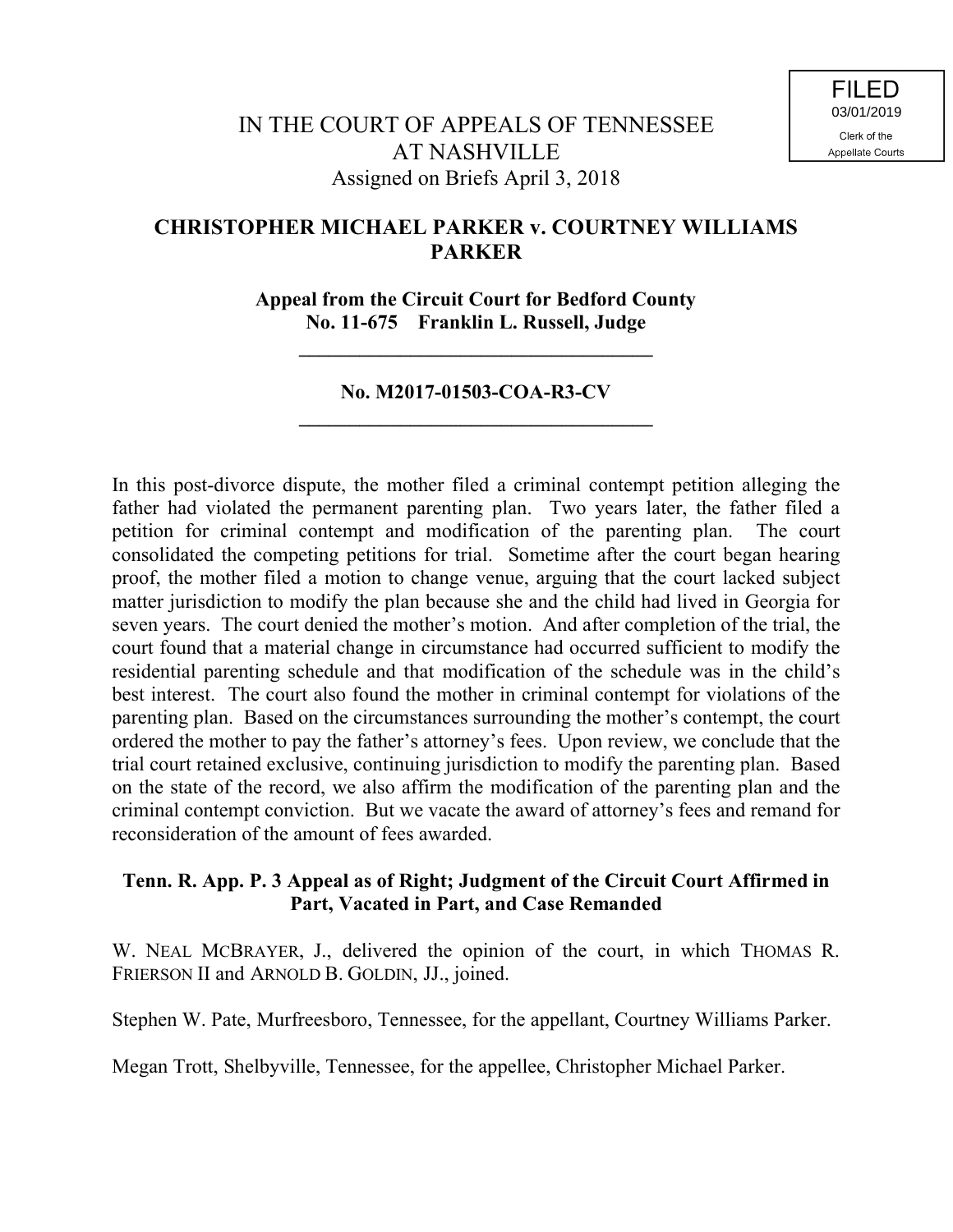FILED
03/01/2019
Clerk of the
Appellate Courts

IN THE COURT OF APPEALS OF TENNESSEE
AT NASHVILLE
Assigned on Briefs April 3, 2018

**CHRISTOPHER MICHAEL PARKER v. COURTNEY WILLIAMS PARKER**

**Appeal from the Circuit Court for Bedford County**
**No. 11-675 Franklin L. Russell, Judge**

---

**No. M2017-01503-COA-R3-CV**

---

In this post-divorce dispute, the mother filed a criminal contempt petition alleging the father had violated the permanent parenting plan. Two years later, the father filed a petition for criminal contempt and modification of the parenting plan. The court consolidated the competing petitions for trial. Sometime after the court began hearing proof, the mother filed a motion to change venue, arguing that the court lacked subject matter jurisdiction to modify the plan because she and the child had lived in Georgia for seven years. The court denied the mother's motion. And after completion of the trial, the court found that a material change in circumstance had occurred sufficient to modify the residential parenting schedule and that modification of the schedule was in the child's best interest. The court also found the mother in criminal contempt for violations of the parenting plan. Based on the circumstances surrounding the mother's contempt, the court ordered the mother to pay the father's attorney's fees. Upon review, we conclude that the trial court retained exclusive, continuing jurisdiction to modify the parenting plan. Based on the state of the record, we also affirm the modification of the parenting plan and the criminal contempt conviction. But we vacate the award of attorney's fees and remand for reconsideration of the amount of fees awarded.

**Tenn. R. App. P. 3 Appeal as of Right; Judgment of the Circuit Court Affirmed in Part, Vacated in Part, and Case Remanded**

W. NEAL MCBRAYER, J., delivered the opinion of the court, in which THOMAS R. FRIERSON II and ARNOLD B. GOLDIN, JJ., joined.

Stephen W. Pate, Murfreesboro, Tennessee, for the appellant, Courtney Williams Parker.

Megan Trott, Shelbyville, Tennessee, for the appellee, Christopher Michael Parker.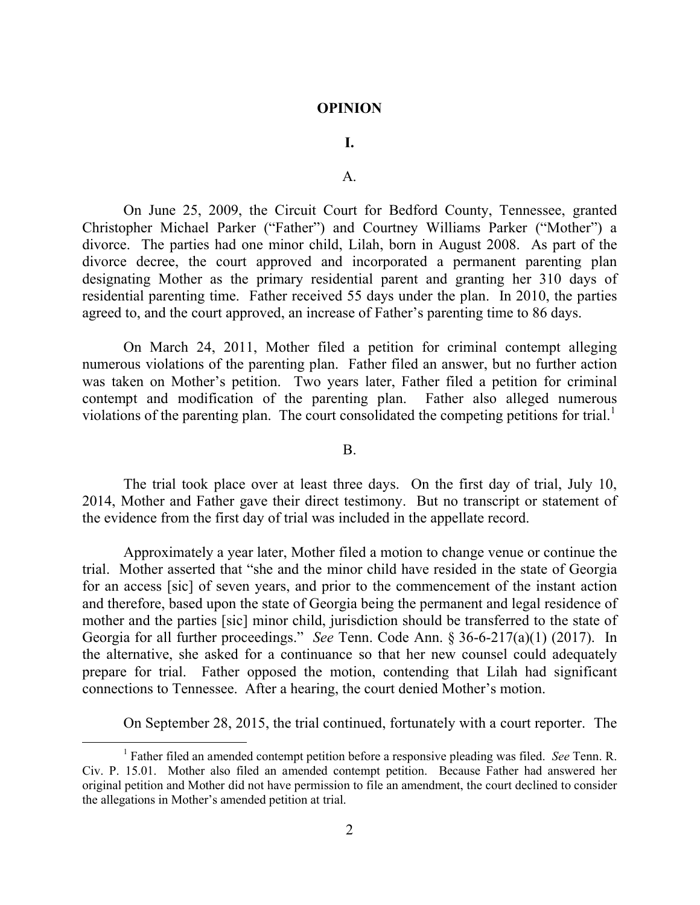# OPINION

## I.

### A.

On June 25, 2009, the Circuit Court for Bedford County, Tennessee, granted Christopher Michael Parker ("Father") and Courtney Williams Parker ("Mother") a divorce. The parties had one minor child, Lilah, born in August 2008. As part of the divorce decree, the court approved and incorporated a permanent parenting plan designating Mother as the primary residential parent and granting her 310 days of residential parenting time. Father received 55 days under the plan. In 2010, the parties agreed to, and the court approved, an increase of Father's parenting time to 86 days.

On March 24, 2011, Mother filed a petition for criminal contempt alleging numerous violations of the parenting plan. Father filed an answer, but no further action was taken on Mother's petition. Two years later, Father filed a petition for criminal contempt and modification of the parenting plan. Father also alleged numerous violations of the parenting plan. The court consolidated the competing petitions for trial.[1]

### B.

The trial took place over at least three days. On the first day of trial, July 10, 2014, Mother and Father gave their direct testimony. But no transcript or statement of the evidence from the first day of trial was included in the appellate record.

Approximately a year later, Mother filed a motion to change venue or continue the trial. Mother asserted that "she and the minor child have resided in the state of Georgia for an access [sic] of seven years, and prior to the commencement of the instant action and therefore, based upon the state of Georgia being the permanent and legal residence of mother and the parties [sic] minor child, jurisdiction should be transferred to the state of Georgia for all further proceedings." *See* Tenn. Code Ann. § 36-6-217(a)(1) (2017). In the alternative, she asked for a continuance so that her new counsel could adequately prepare for trial. Father opposed the motion, contending that Lilah had significant connections to Tennessee. After a hearing, the court denied Mother's motion.

On September 28, 2015, the trial continued, fortunately with a court reporter. The

---

[1] Father filed an amended contempt petition before a responsive pleading was filed. *See* Tenn. R. Civ. P. 15.01. Mother also filed an amended contempt petition. Because Father had answered her original petition and Mother did not have permission to file an amendment, the court declined to consider the allegations in Mother's amended petition at trial.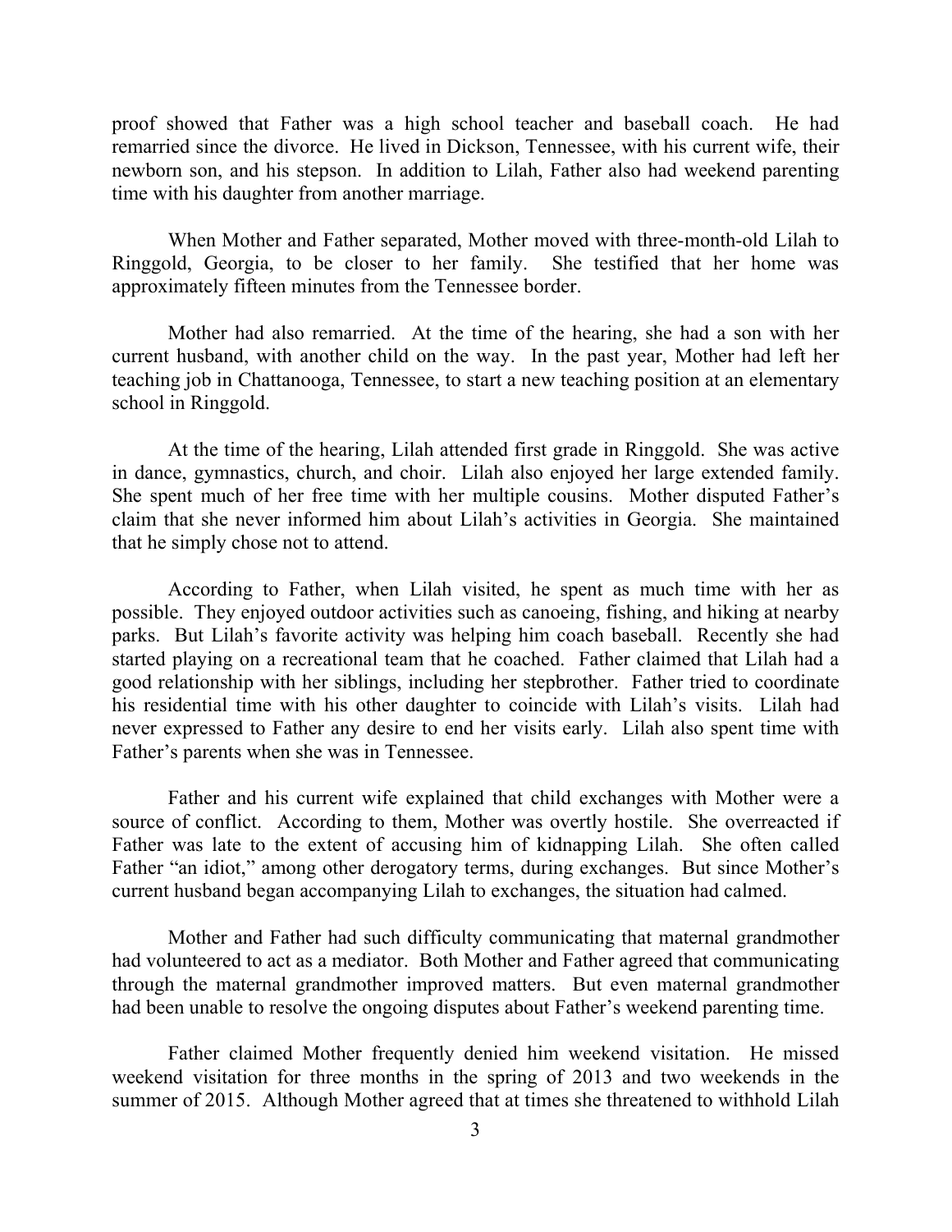proof showed that Father was a high school teacher and baseball coach. He had remarried since the divorce. He lived in Dickson, Tennessee, with his current wife, their newborn son, and his stepson. In addition to Lilah, Father also had weekend parenting time with his daughter from another marriage.

When Mother and Father separated, Mother moved with three-month-old Lilah to Ringgold, Georgia, to be closer to her family. She testified that her home was approximately fifteen minutes from the Tennessee border.

Mother had also remarried. At the time of the hearing, she had a son with her current husband, with another child on the way. In the past year, Mother had left her teaching job in Chattanooga, Tennessee, to start a new teaching position at an elementary school in Ringgold.

At the time of the hearing, Lilah attended first grade in Ringgold. She was active in dance, gymnastics, church, and choir. Lilah also enjoyed her large extended family. She spent much of her free time with her multiple cousins. Mother disputed Father's claim that she never informed him about Lilah's activities in Georgia. She maintained that he simply chose not to attend.

According to Father, when Lilah visited, he spent as much time with her as possible. They enjoyed outdoor activities such as canoeing, fishing, and hiking at nearby parks. But Lilah's favorite activity was helping him coach baseball. Recently she had started playing on a recreational team that he coached. Father claimed that Lilah had a good relationship with her siblings, including her stepbrother. Father tried to coordinate his residential time with his other daughter to coincide with Lilah's visits. Lilah had never expressed to Father any desire to end her visits early. Lilah also spent time with Father's parents when she was in Tennessee.

Father and his current wife explained that child exchanges with Mother were a source of conflict. According to them, Mother was overtly hostile. She overreacted if Father was late to the extent of accusing him of kidnapping Lilah. She often called Father "an idiot," among other derogatory terms, during exchanges. But since Mother's current husband began accompanying Lilah to exchanges, the situation had calmed.

Mother and Father had such difficulty communicating that maternal grandmother had volunteered to act as a mediator. Both Mother and Father agreed that communicating through the maternal grandmother improved matters. But even maternal grandmother had been unable to resolve the ongoing disputes about Father's weekend parenting time.

Father claimed Mother frequently denied him weekend visitation. He missed weekend visitation for three months in the spring of 2013 and two weekends in the summer of 2015. Although Mother agreed that at times she threatened to withhold Lilah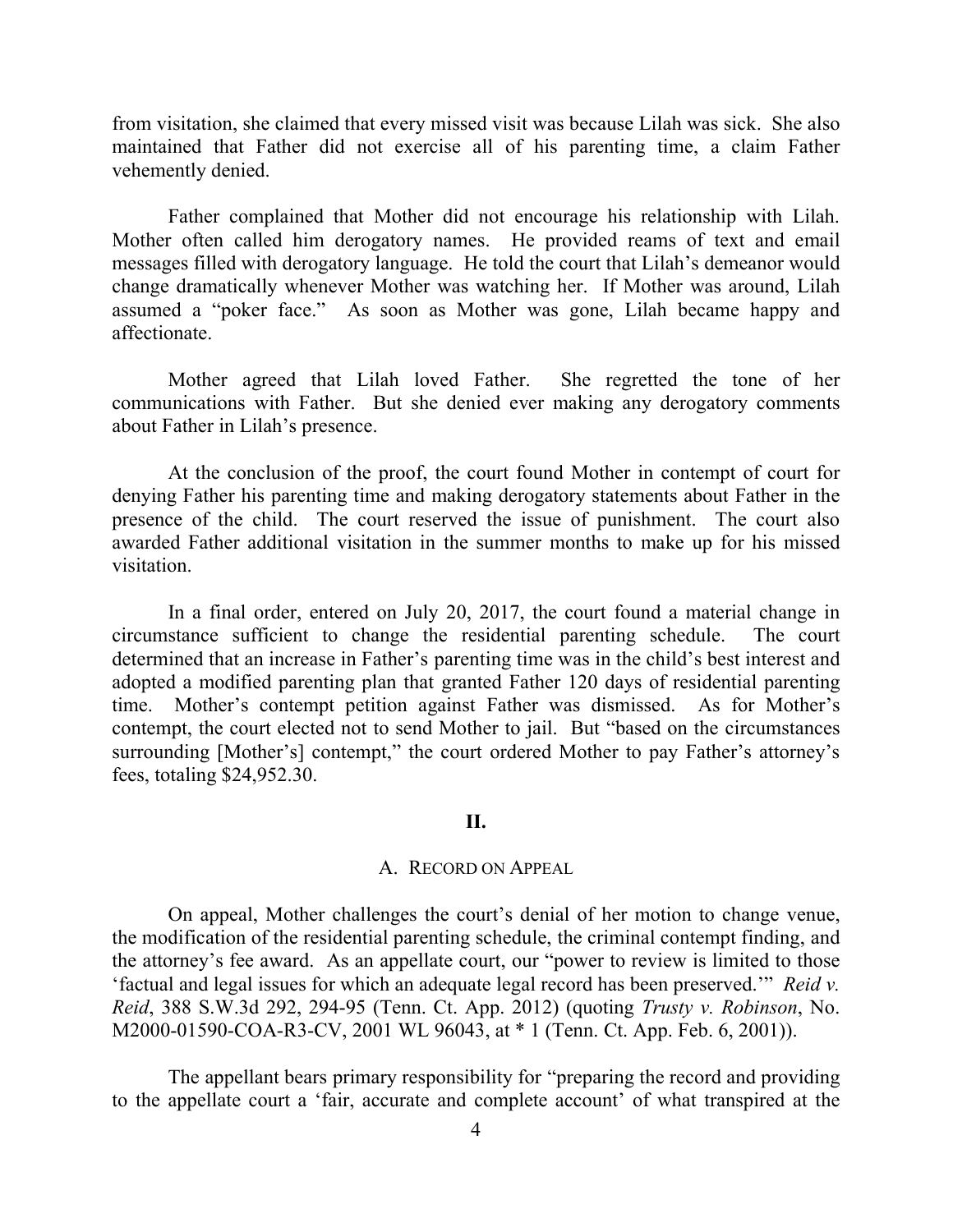from visitation, she claimed that every missed visit was because Lilah was sick. She also maintained that Father did not exercise all of his parenting time, a claim Father vehemently denied.

Father complained that Mother did not encourage his relationship with Lilah. Mother often called him derogatory names. He provided reams of text and email messages filled with derogatory language. He told the court that Lilah's demeanor would change dramatically whenever Mother was watching her. If Mother was around, Lilah assumed a "poker face." As soon as Mother was gone, Lilah became happy and affectionate.

Mother agreed that Lilah loved Father. She regretted the tone of her communications with Father. But she denied ever making any derogatory comments about Father in Lilah's presence.

At the conclusion of the proof, the court found Mother in contempt of court for denying Father his parenting time and making derogatory statements about Father in the presence of the child. The court reserved the issue of punishment. The court also awarded Father additional visitation in the summer months to make up for his missed visitation.

In a final order, entered on July 20, 2017, the court found a material change in circumstance sufficient to change the residential parenting schedule. The court determined that an increase in Father's parenting time was in the child's best interest and adopted a modified parenting plan that granted Father 120 days of residential parenting time. Mother's contempt petition against Father was dismissed. As for Mother's contempt, the court elected not to send Mother to jail. But "based on the circumstances surrounding [Mother's] contempt," the court ordered Mother to pay Father's attorney's fees, totaling $24,952.30.

## II.

### A. Record on Appeal

On appeal, Mother challenges the court's denial of her motion to change venue, the modification of the residential parenting schedule, the criminal contempt finding, and the attorney's fee award. As an appellate court, our "power to review is limited to those 'factual and legal issues for which an adequate legal record has been preserved.'" *Reid v. Reid*, 388 S.W.3d 292, 294-95 (Tenn. Ct. App. 2012) (quoting *Trusty v. Robinson*, No. M2000-01590-COA-R3-CV, 2001 WL 96043, at * 1 (Tenn. Ct. App. Feb. 6, 2001)).

The appellant bears primary responsibility for "preparing the record and providing to the appellate court a 'fair, accurate and complete account' of what transpired at the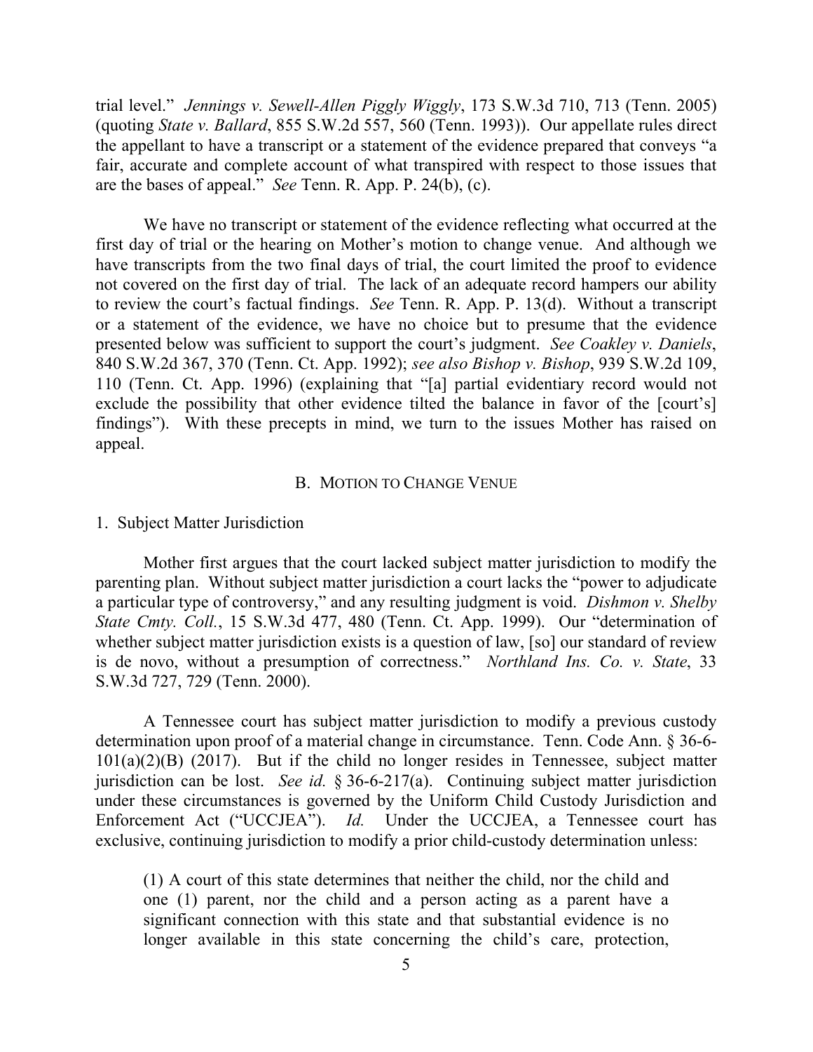trial level." *Jennings v. Sewell-Allen Piggly Wiggly*, 173 S.W.3d 710, 713 (Tenn. 2005) (quoting *State v. Ballard*, 855 S.W.2d 557, 560 (Tenn. 1993)). Our appellate rules direct the appellant to have a transcript or a statement of the evidence prepared that conveys "a fair, accurate and complete account of what transpired with respect to those issues that are the bases of appeal." *See* Tenn. R. App. P. 24(b), (c).

We have no transcript or statement of the evidence reflecting what occurred at the first day of trial or the hearing on Mother's motion to change venue. And although we have transcripts from the two final days of trial, the court limited the proof to evidence not covered on the first day of trial. The lack of an adequate record hampers our ability to review the court's factual findings. *See* Tenn. R. App. P. 13(d). Without a transcript or a statement of the evidence, we have no choice but to presume that the evidence presented below was sufficient to support the court's judgment. *See Coakley v. Daniels*, 840 S.W.2d 367, 370 (Tenn. Ct. App. 1992); *see also Bishop v. Bishop*, 939 S.W.2d 109, 110 (Tenn. Ct. App. 1996) (explaining that "[a] partial evidentiary record would not exclude the possibility that other evidence tilted the balance in favor of the [court's] findings"). With these precepts in mind, we turn to the issues Mother has raised on appeal.

### B. Motion to Change Venue

#### 1. Subject Matter Jurisdiction

Mother first argues that the court lacked subject matter jurisdiction to modify the parenting plan. Without subject matter jurisdiction a court lacks the "power to adjudicate a particular type of controversy," and any resulting judgment is void. *Dishmon v. Shelby State Cmty. Coll.*, 15 S.W.3d 477, 480 (Tenn. Ct. App. 1999). Our "determination of whether subject matter jurisdiction exists is a question of law, [so] our standard of review is de novo, without a presumption of correctness." *Northland Ins. Co. v. State*, 33 S.W.3d 727, 729 (Tenn. 2000).

A Tennessee court has subject matter jurisdiction to modify a previous custody determination upon proof of a material change in circumstance. Tenn. Code Ann. § 36-6-101(a)(2)(B) (2017). But if the child no longer resides in Tennessee, subject matter jurisdiction can be lost. *See id.* § 36-6-217(a). Continuing subject matter jurisdiction under these circumstances is governed by the Uniform Child Custody Jurisdiction and Enforcement Act ("UCCJEA"). *Id.* Under the UCCJEA, a Tennessee court has exclusive, continuing jurisdiction to modify a prior child-custody determination unless:

> (1) A court of this state determines that neither the child, nor the child and one (1) parent, nor the child and a person acting as a parent have a significant connection with this state and that substantial evidence is no longer available in this state concerning the child's care, protection,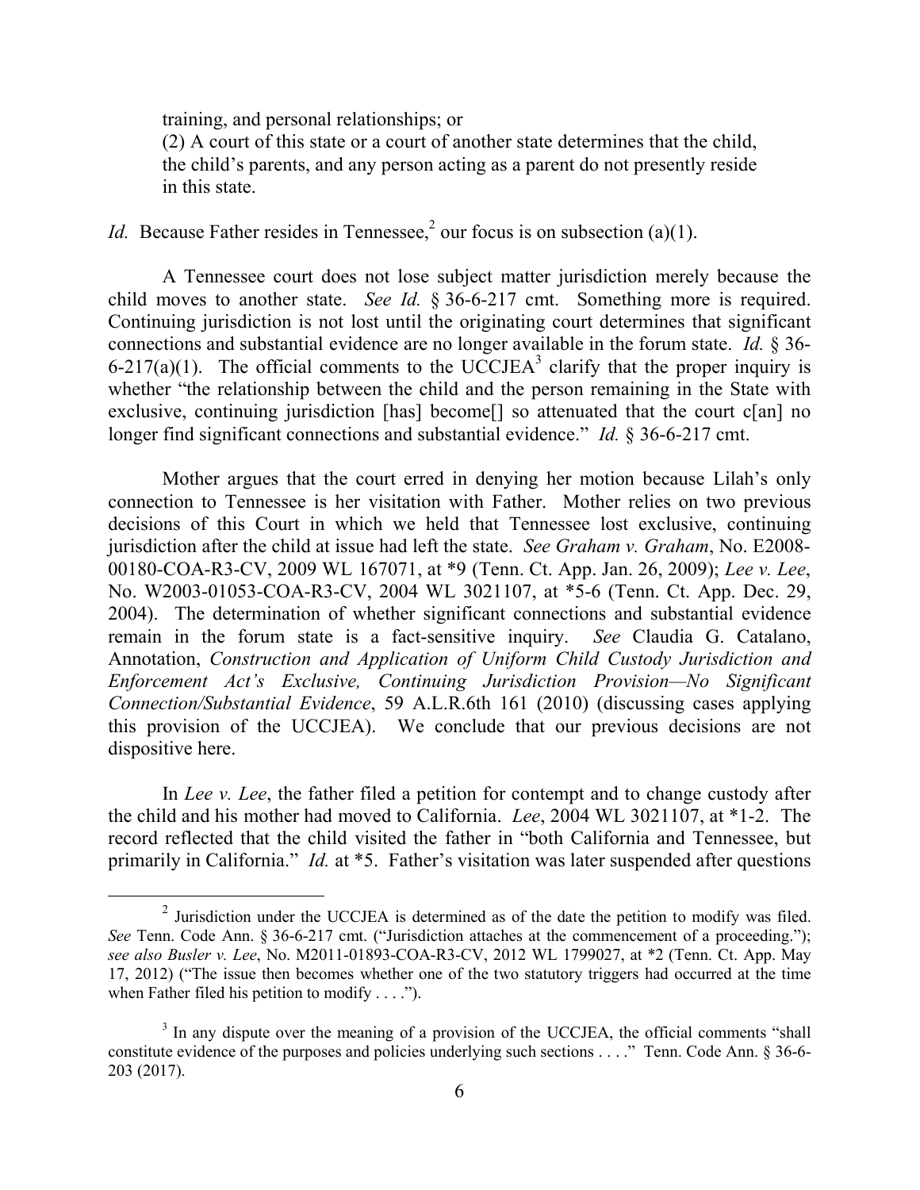training, and personal relationships; or

(2) A court of this state or a court of another state determines that the child, the child's parents, and any person acting as a parent do not presently reside in this state.

*Id.* Because Father resides in Tennessee,[2] our focus is on subsection (a)(1).

A Tennessee court does not lose subject matter jurisdiction merely because the child moves to another state. *See Id.* § 36-6-217 cmt. Something more is required. Continuing jurisdiction is not lost until the originating court determines that significant connections and substantial evidence are no longer available in the forum state. *Id.* § 36-6-217(a)(1). The official comments to the UCCJEA[3] clarify that the proper inquiry is whether "the relationship between the child and the person remaining in the State with exclusive, continuing jurisdiction [has] become[] so attenuated that the court c[an] no longer find significant connections and substantial evidence." *Id.* § 36-6-217 cmt.

Mother argues that the court erred in denying her motion because Lilah's only connection to Tennessee is her visitation with Father. Mother relies on two previous decisions of this Court in which we held that Tennessee lost exclusive, continuing jurisdiction after the child at issue had left the state. *See Graham v. Graham*, No. E2008-00180-COA-R3-CV, 2009 WL 167071, at *9 (Tenn. Ct. App. Jan. 26, 2009); *Lee v. Lee*, No. W2003-01053-COA-R3-CV, 2004 WL 3021107, at *5-6 (Tenn. Ct. App. Dec. 29, 2004). The determination of whether significant connections and substantial evidence remain in the forum state is a fact-sensitive inquiry. *See* Claudia G. Catalano, Annotation, *Construction and Application of Uniform Child Custody Jurisdiction and Enforcement Act's Exclusive, Continuing Jurisdiction Provision—No Significant Connection/Substantial Evidence*, 59 A.L.R.6th 161 (2010) (discussing cases applying this provision of the UCCJEA). We conclude that our previous decisions are not dispositive here.

In *Lee v. Lee*, the father filed a petition for contempt and to change custody after the child and his mother had moved to California. *Lee*, 2004 WL 3021107, at *1-2. The record reflected that the child visited the father in "both California and Tennessee, but primarily in California." *Id.* at *5. Father's visitation was later suspended after questions

---

[2] Jurisdiction under the UCCJEA is determined as of the date the petition to modify was filed. *See* Tenn. Code Ann. § 36-6-217 cmt. ("Jurisdiction attaches at the commencement of a proceeding."); *see also Busler v. Lee*, No. M2011-01893-COA-R3-CV, 2012 WL 1799027, at *2 (Tenn. Ct. App. May 17, 2012) ("The issue then becomes whether one of the two statutory triggers had occurred at the time when Father filed his petition to modify . . . .").

[3] In any dispute over the meaning of a provision of the UCCJEA, the official comments "shall constitute evidence of the purposes and policies underlying such sections . . . ." Tenn. Code Ann. § 36-6-203 (2017).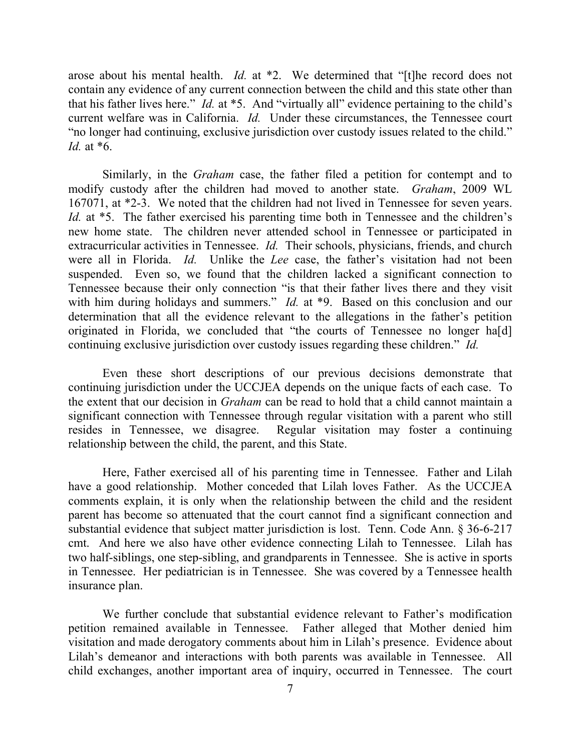arose about his mental health. *Id.* at *2. We determined that "[t]he record does not contain any evidence of any current connection between the child and this state other than that his father lives here." *Id.* at *5. And "virtually all" evidence pertaining to the child's current welfare was in California. *Id.* Under these circumstances, the Tennessee court "no longer had continuing, exclusive jurisdiction over custody issues related to the child." *Id.* at *6.

Similarly, in the *Graham* case, the father filed a petition for contempt and to modify custody after the children had moved to another state. *Graham*, 2009 WL 167071, at *2-3. We noted that the children had not lived in Tennessee for seven years. *Id.* at *5. The father exercised his parenting time both in Tennessee and the children's new home state. The children never attended school in Tennessee or participated in extracurricular activities in Tennessee. *Id.* Their schools, physicians, friends, and church were all in Florida. *Id.* Unlike the *Lee* case, the father's visitation had not been suspended. Even so, we found that the children lacked a significant connection to Tennessee because their only connection "is that their father lives there and they visit with him during holidays and summers." *Id.* at *9. Based on this conclusion and our determination that all the evidence relevant to the allegations in the father's petition originated in Florida, we concluded that "the courts of Tennessee no longer ha[d] continuing exclusive jurisdiction over custody issues regarding these children." *Id.*

Even these short descriptions of our previous decisions demonstrate that continuing jurisdiction under the UCCJEA depends on the unique facts of each case. To the extent that our decision in *Graham* can be read to hold that a child cannot maintain a significant connection with Tennessee through regular visitation with a parent who still resides in Tennessee, we disagree. Regular visitation may foster a continuing relationship between the child, the parent, and this State.

Here, Father exercised all of his parenting time in Tennessee. Father and Lilah have a good relationship. Mother conceded that Lilah loves Father. As the UCCJEA comments explain, it is only when the relationship between the child and the resident parent has become so attenuated that the court cannot find a significant connection and substantial evidence that subject matter jurisdiction is lost. Tenn. Code Ann. § 36-6-217 cmt. And here we also have other evidence connecting Lilah to Tennessee. Lilah has two half-siblings, one step-sibling, and grandparents in Tennessee. She is active in sports in Tennessee. Her pediatrician is in Tennessee. She was covered by a Tennessee health insurance plan.

We further conclude that substantial evidence relevant to Father's modification petition remained available in Tennessee. Father alleged that Mother denied him visitation and made derogatory comments about him in Lilah's presence. Evidence about Lilah's demeanor and interactions with both parents was available in Tennessee. All child exchanges, another important area of inquiry, occurred in Tennessee. The court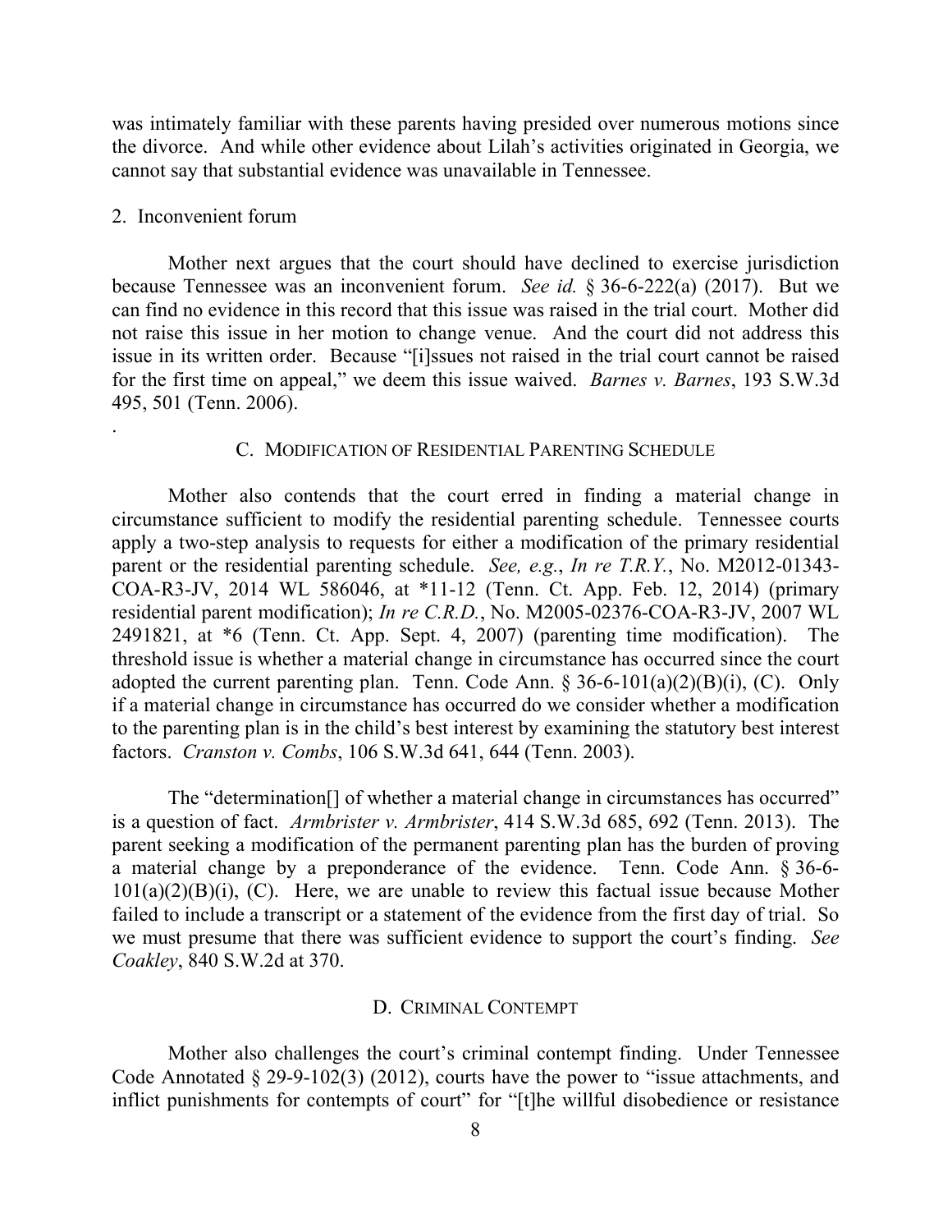was intimately familiar with these parents having presided over numerous motions since the divorce. And while other evidence about Lilah's activities originated in Georgia, we cannot say that substantial evidence was unavailable in Tennessee.

2. Inconvenient forum

Mother next argues that the court should have declined to exercise jurisdiction because Tennessee was an inconvenient forum. *See id.* § 36-6-222(a) (2017). But we can find no evidence in this record that this issue was raised in the trial court. Mother did not raise this issue in her motion to change venue. And the court did not address this issue in its written order. Because "[i]ssues not raised in the trial court cannot be raised for the first time on appeal," we deem this issue waived. *Barnes v. Barnes*, 193 S.W.3d 495, 501 (Tenn. 2006).

.

### C. Modification of Residential Parenting Schedule

Mother also contends that the court erred in finding a material change in circumstance sufficient to modify the residential parenting schedule. Tennessee courts apply a two-step analysis to requests for either a modification of the primary residential parent or the residential parenting schedule. *See, e.g.*, *In re T.R.Y.*, No. M2012-01343-COA-R3-JV, 2014 WL 586046, at *11-12 (Tenn. Ct. App. Feb. 12, 2014) (primary residential parent modification); *In re C.R.D.*, No. M2005-02376-COA-R3-JV, 2007 WL 2491821, at *6 (Tenn. Ct. App. Sept. 4, 2007) (parenting time modification). The threshold issue is whether a material change in circumstance has occurred since the court adopted the current parenting plan. Tenn. Code Ann. § 36-6-101(a)(2)(B)(i), (C). Only if a material change in circumstance has occurred do we consider whether a modification to the parenting plan is in the child's best interest by examining the statutory best interest factors. *Cranston v. Combs*, 106 S.W.3d 641, 644 (Tenn. 2003).

The "determination[] of whether a material change in circumstances has occurred" is a question of fact. *Armbrister v. Armbrister*, 414 S.W.3d 685, 692 (Tenn. 2013). The parent seeking a modification of the permanent parenting plan has the burden of proving a material change by a preponderance of the evidence. Tenn. Code Ann. § 36-6-101(a)(2)(B)(i), (C). Here, we are unable to review this factual issue because Mother failed to include a transcript or a statement of the evidence from the first day of trial. So we must presume that there was sufficient evidence to support the court's finding. *See Coakley*, 840 S.W.2d at 370.

### D. Criminal Contempt

Mother also challenges the court's criminal contempt finding. Under Tennessee Code Annotated § 29-9-102(3) (2012), courts have the power to "issue attachments, and inflict punishments for contempts of court" for "[t]he willful disobedience or resistance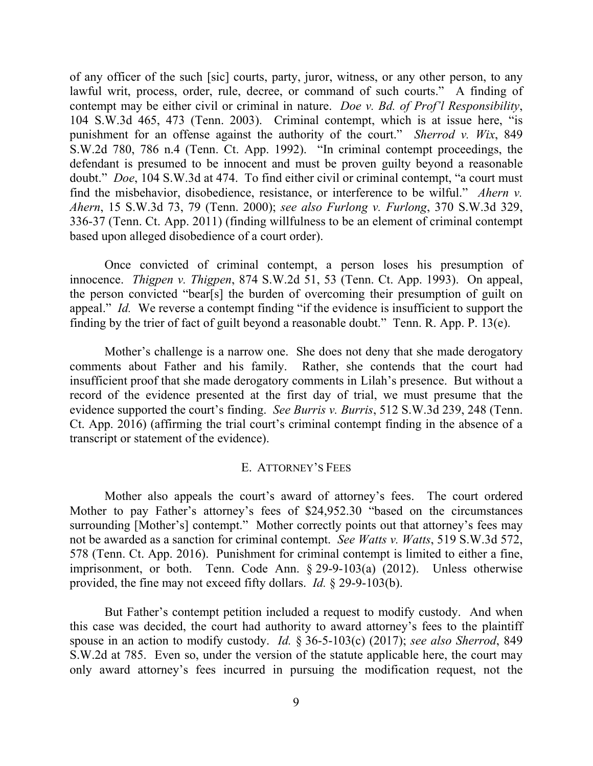of any officer of the such [sic] courts, party, juror, witness, or any other person, to any lawful writ, process, order, rule, decree, or command of such courts." A finding of contempt may be either civil or criminal in nature. *Doe v. Bd. of Prof'l Responsibility*, 104 S.W.3d 465, 473 (Tenn. 2003). Criminal contempt, which is at issue here, "is punishment for an offense against the authority of the court." *Sherrod v. Wix*, 849 S.W.2d 780, 786 n.4 (Tenn. Ct. App. 1992). "In criminal contempt proceedings, the defendant is presumed to be innocent and must be proven guilty beyond a reasonable doubt." *Doe*, 104 S.W.3d at 474. To find either civil or criminal contempt, "a court must find the misbehavior, disobedience, resistance, or interference to be wilful." *Ahern v. Ahern*, 15 S.W.3d 73, 79 (Tenn. 2000); *see also Furlong v. Furlong*, 370 S.W.3d 329, 336-37 (Tenn. Ct. App. 2011) (finding willfulness to be an element of criminal contempt based upon alleged disobedience of a court order).

Once convicted of criminal contempt, a person loses his presumption of innocence. *Thigpen v. Thigpen*, 874 S.W.2d 51, 53 (Tenn. Ct. App. 1993). On appeal, the person convicted "bear[s] the burden of overcoming their presumption of guilt on appeal." *Id.* We reverse a contempt finding "if the evidence is insufficient to support the finding by the trier of fact of guilt beyond a reasonable doubt." Tenn. R. App. P. 13(e).

Mother's challenge is a narrow one. She does not deny that she made derogatory comments about Father and his family. Rather, she contends that the court had insufficient proof that she made derogatory comments in Lilah's presence. But without a record of the evidence presented at the first day of trial, we must presume that the evidence supported the court's finding. *See Burris v. Burris*, 512 S.W.3d 239, 248 (Tenn. Ct. App. 2016) (affirming the trial court's criminal contempt finding in the absence of a transcript or statement of the evidence).

### E. Attorney's Fees

Mother also appeals the court's award of attorney's fees. The court ordered Mother to pay Father's attorney's fees of $24,952.30 "based on the circumstances surrounding [Mother's] contempt." Mother correctly points out that attorney's fees may not be awarded as a sanction for criminal contempt. *See Watts v. Watts*, 519 S.W.3d 572, 578 (Tenn. Ct. App. 2016). Punishment for criminal contempt is limited to either a fine, imprisonment, or both. Tenn. Code Ann. § 29-9-103(a) (2012). Unless otherwise provided, the fine may not exceed fifty dollars. *Id.* § 29-9-103(b).

But Father's contempt petition included a request to modify custody. And when this case was decided, the court had authority to award attorney's fees to the plaintiff spouse in an action to modify custody. *Id.* § 36-5-103(c) (2017); *see also Sherrod*, 849 S.W.2d at 785. Even so, under the version of the statute applicable here, the court may only award attorney's fees incurred in pursuing the modification request, not the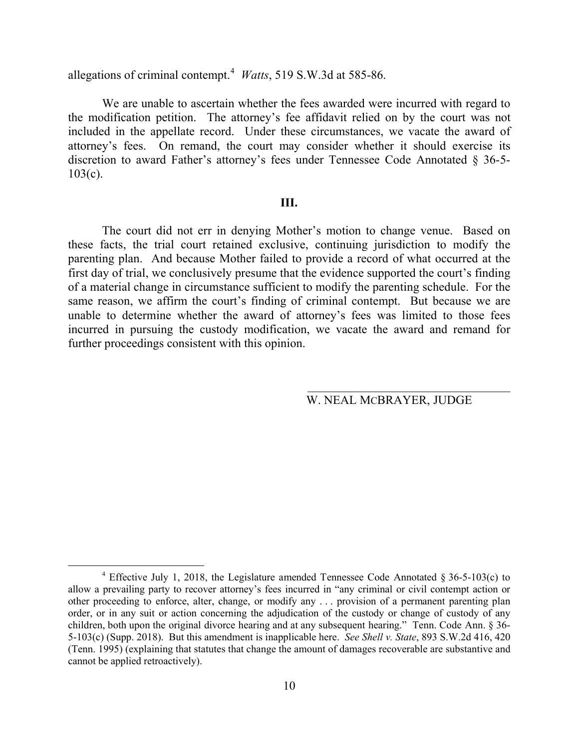allegations of criminal contempt.[4] *Watts*, 519 S.W.3d at 585-86.

We are unable to ascertain whether the fees awarded were incurred with regard to the modification petition. The attorney's fee affidavit relied on by the court was not included in the appellate record. Under these circumstances, we vacate the award of attorney's fees. On remand, the court may consider whether it should exercise its discretion to award Father's attorney's fees under Tennessee Code Annotated § 36-5-103(c).

## III.

The court did not err in denying Mother's motion to change venue. Based on these facts, the trial court retained exclusive, continuing jurisdiction to modify the parenting plan. And because Mother failed to provide a record of what occurred at the first day of trial, we conclusively presume that the evidence supported the court's finding of a material change in circumstance sufficient to modify the parenting schedule. For the same reason, we affirm the court's finding of criminal contempt. But because we are unable to determine whether the award of attorney's fees was limited to those fees incurred in pursuing the custody modification, we vacate the award and remand for further proceedings consistent with this opinion.

W. NEAL MCBRAYER, JUDGE

---

[4] Effective July 1, 2018, the Legislature amended Tennessee Code Annotated § 36-5-103(c) to allow a prevailing party to recover attorney's fees incurred in "any criminal or civil contempt action or other proceeding to enforce, alter, change, or modify any . . . provision of a permanent parenting plan order, or in any suit or action concerning the adjudication of the custody or change of custody of any children, both upon the original divorce hearing and at any subsequent hearing." Tenn. Code Ann. § 36-5-103(c) (Supp. 2018). But this amendment is inapplicable here. *See Shell v. State*, 893 S.W.2d 416, 420 (Tenn. 1995) (explaining that statutes that change the amount of damages recoverable are substantive and cannot be applied retroactively).